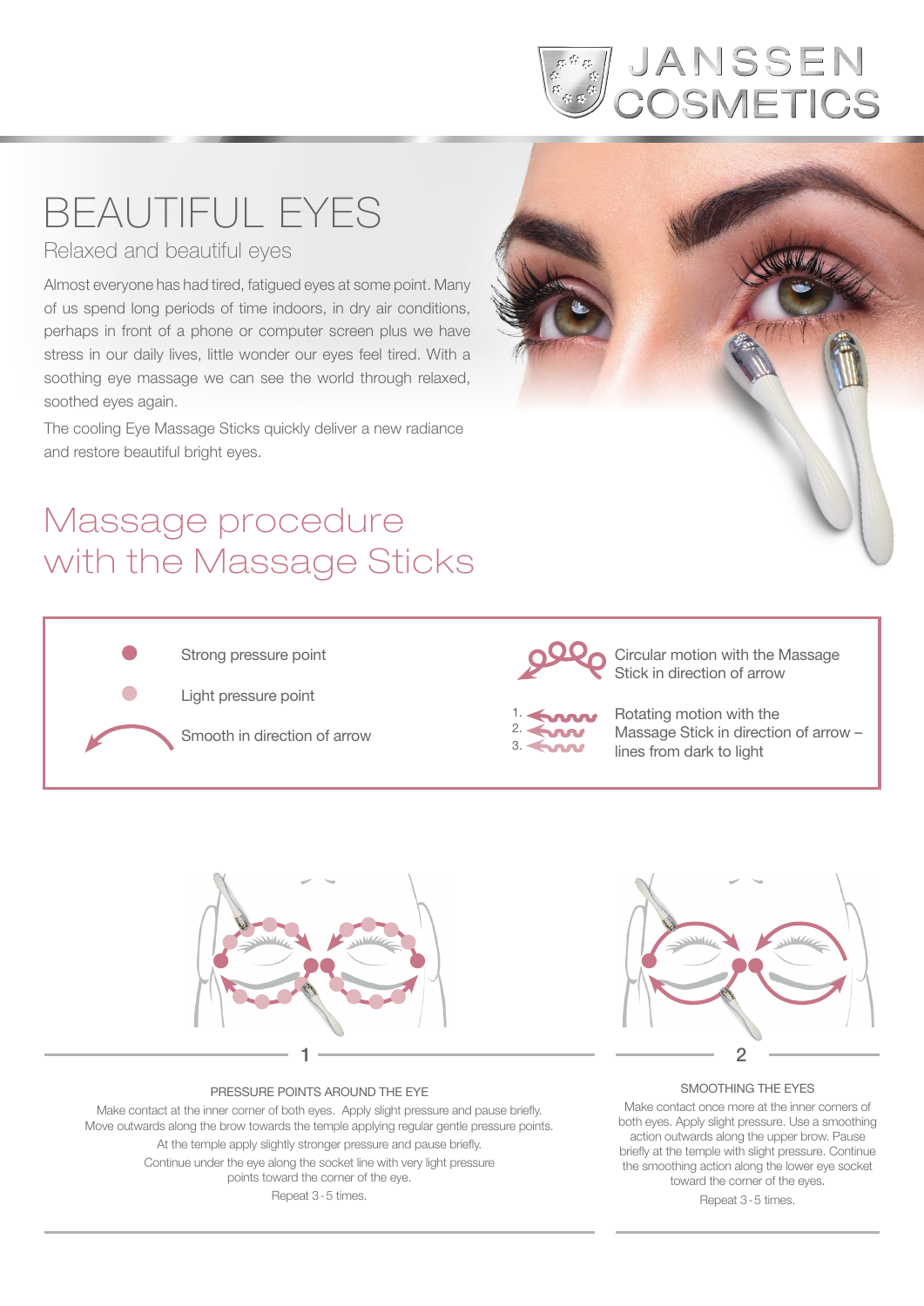JANSSEN COSMETICS

# BEAUTIFUL EYES

## Relaxed and beautiful eyes

Almost everyone has had tired, fatigued eyes at some point. Many of us spend long periods of time indoors, in dry air conditions, perhaps in front of a phone or computer screen plus we have stress in our daily lives, little wonder our eyes feel tired. With a soothing eye massage we can see the world through relaxed, soothed eyes again.

The cooling Eye Massage Sticks quickly deliver a new radiance and restore beautiful bright eyes.

## Massage procedure with the Massage Sticks

- Strong pressure point
- Light pressure point
- Smooth in direction of arrow
- Circular motion with the Massage Stick in direction of arrow
- Rotating motion with the Massage Stick in direction of arrow – lines from dark to light

### 1

PRESSURE POINTS AROUND THE EYE

Make contact at the inner corner of both eyes. Apply slight pressure and pause briefly. Move outwards along the brow towards the temple applying regular gentle pressure points.

At the temple apply slightly stronger pressure and pause briefly.

Continue under the eye along the socket line with very light pressure points toward the corner of the eye.

Repeat 3 - 5 times.

### 2

SMOOTHING THE EYES

Make contact once more at the inner corners of both eyes. Apply slight pressure. Use a smoothing action outwards along the upper brow. Pause briefly at the temple with slight pressure. Continue the smoothing action along the lower eye socket toward the corner of the eyes.

Repeat 3 - 5 times.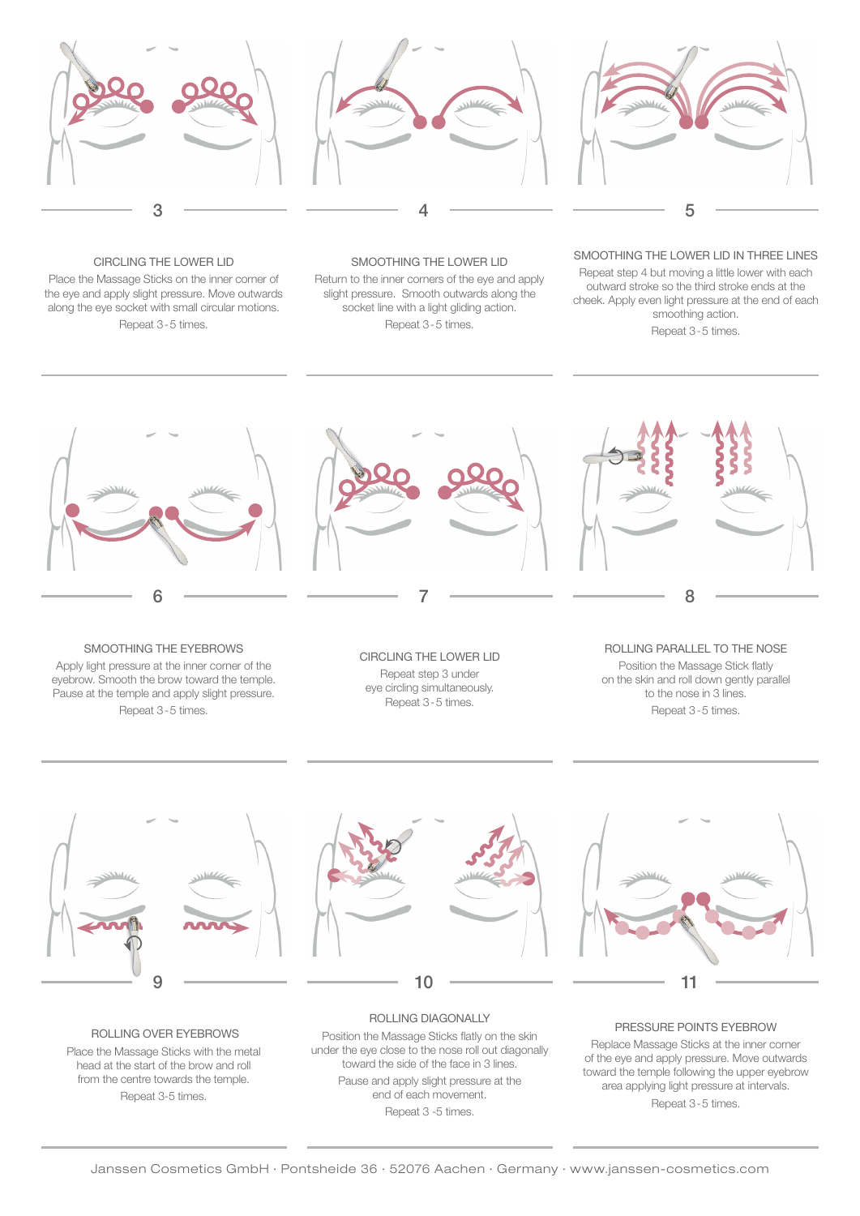3

CIRCLING THE LOWER LID

Place the Massage Sticks on the inner corner of the eye and apply slight pressure. Move outwards along the eye socket with small circular motions.

Repeat 3 - 5 times.

4

SMOOTHING THE LOWER LID

Return to the inner corners of the eye and apply slight pressure. Smooth outwards along the socket line with a light gliding action.

Repeat 3 - 5 times.

5

SMOOTHING THE LOWER LID IN THREE LINES

Repeat step 4 but moving a little lower with each outward stroke so the third stroke ends at the cheek. Apply even light pressure at the end of each smoothing action.

Repeat 3 - 5 times.

6

SMOOTHING THE EYEBROWS

Apply light pressure at the inner corner of the eyebrow. Smooth the brow toward the temple. Pause at the temple and apply slight pressure.

Repeat 3 - 5 times.

7

CIRCLING THE LOWER LID

Repeat step 3 under eye circling simultaneously.

Repeat 3 - 5 times.

8

ROLLING PARALLEL TO THE NOSE

Position the Massage Stick flatly on the skin and roll down gently parallel to the nose in 3 lines.

Repeat 3 - 5 times.

9

ROLLING OVER EYEBROWS

Place the Massage Sticks with the metal head at the start of the brow and roll from the centre towards the temple.

Repeat 3-5 times.

10

ROLLING DIAGONALLY

Position the Massage Sticks flatly on the skin under the eye close to the nose roll out diagonally toward the side of the face in 3 lines.

Pause and apply slight pressure at the end of each movement.

Repeat 3 -5 times.

11

PRESSURE POINTS EYEBROW

Replace Massage Sticks at the inner corner of the eye and apply pressure. Move outwards toward the temple following the upper eyebrow area applying light pressure at intervals.

Repeat 3 - 5 times.

Janssen Cosmetics GmbH · Pontsheide 36 · 52076 Aachen · Germany · www.janssen-cosmetics.com